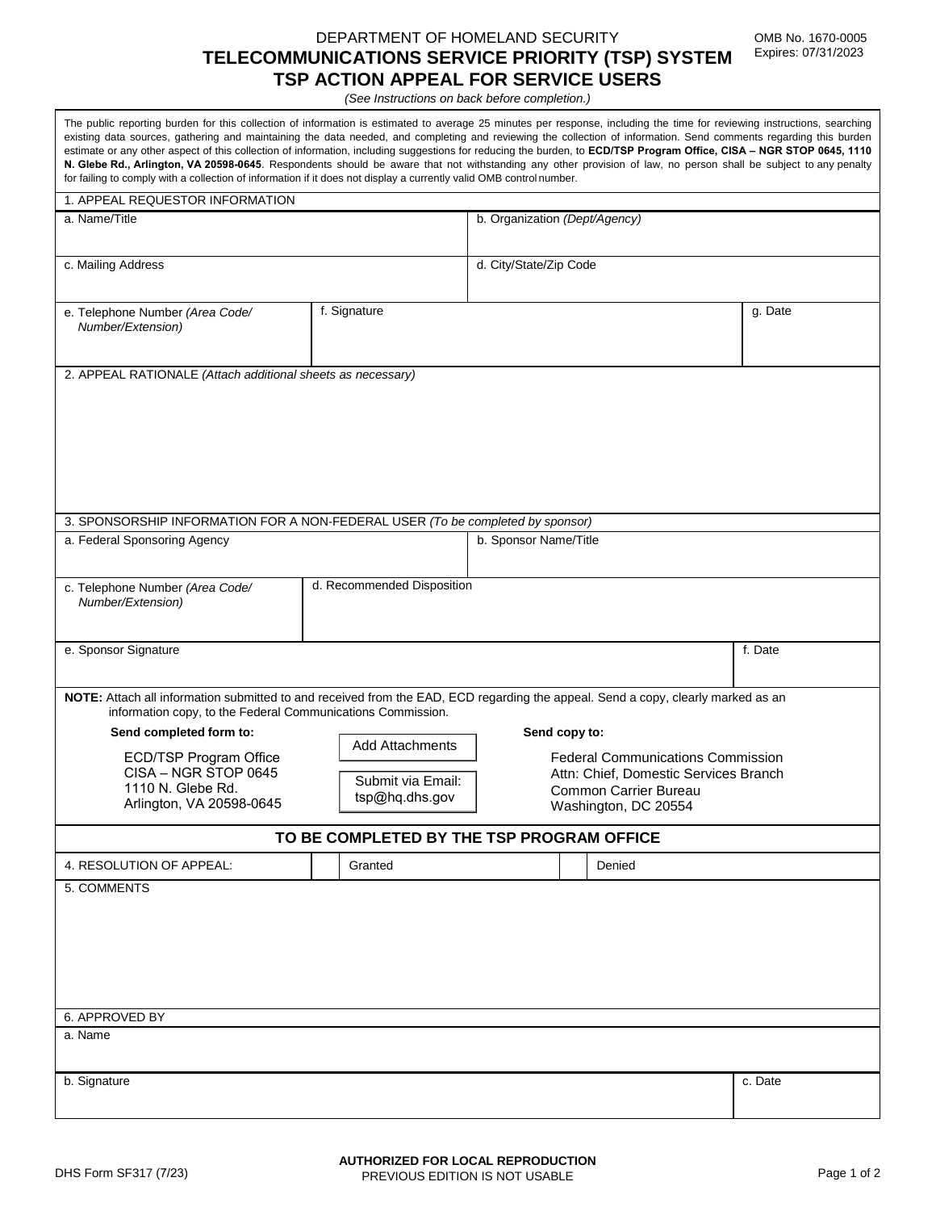DEPARTMENT OF HOMELAND SECURITY

# TELECOMMUNICATIONS SERVICE PRIORITY (TSP) SYSTEM
# TSP ACTION APPEAL FOR SERVICE USERS

OMB No. 1670-0005
Expires: 07/31/2023

*(See Instructions on back before completion.)*

The public reporting burden for this collection of information is estimated to average 25 minutes per response, including the time for reviewing instructions, searching existing data sources, gathering and maintaining the data needed, and completing and reviewing the collection of information. Send comments regarding this burden estimate or any other aspect of this collection of information, including suggestions for reducing the burden, to **ECD/TSP Program Office, CISA – NGR STOP 0645, 1110 N. Glebe Rd., Arlington, VA 20598-0645**. Respondents should be aware that not withstanding any other provision of law, no person shall be subject to any penalty for failing to comply with a collection of information if it does not display a currently valid OMB control number.

## 1. APPEAL REQUESTOR INFORMATION

| a. Name/Title | | b. Organization *(Dept/Agency)* |
|---|---|---|
| c. Mailing Address | | d. City/State/Zip Code |
| e. Telephone Number *(Area Code/ Number/Extension)* | f. Signature | g. Date |

## 2. APPEAL RATIONALE *(Attach additional sheets as necessary)*

## 3. SPONSORSHIP INFORMATION FOR A NON-FEDERAL USER *(To be completed by sponsor)*

| a. Federal Sponsoring Agency | | b. Sponsor Name/Title |
|---|---|---|
| c. Telephone Number *(Area Code/ Number/Extension)* | d. Recommended Disposition | |
| e. Sponsor Signature | | f. Date |

**NOTE:** Attach all information submitted to and received from the EAD, ECD regarding the appeal. Send a copy, clearly marked as an information copy, to the Federal Communications Commission.

**Send completed form to:**

ECD/TSP Program Office
CISA – NGR STOP 0645
1110 N. Glebe Rd.
Arlington, VA 20598-0645

Add Attachments

Submit via Email: tsp@hq.dhs.gov

**Send copy to:**

Federal Communications Commission
Attn: Chief, Domestic Services Branch
Common Carrier Bureau
Washington, DC 20554

## TO BE COMPLETED BY THE TSP PROGRAM OFFICE

| 4. RESOLUTION OF APPEAL: | ☐ Granted | ☐ Denied |
|---|---|---|

## 5. COMMENTS

## 6. APPROVED BY

| a. Name | |
|---|---|
| b. Signature | c. Date |

DHS Form SF317 (7/23)

**AUTHORIZED FOR LOCAL REPRODUCTION**
PREVIOUS EDITION IS NOT USABLE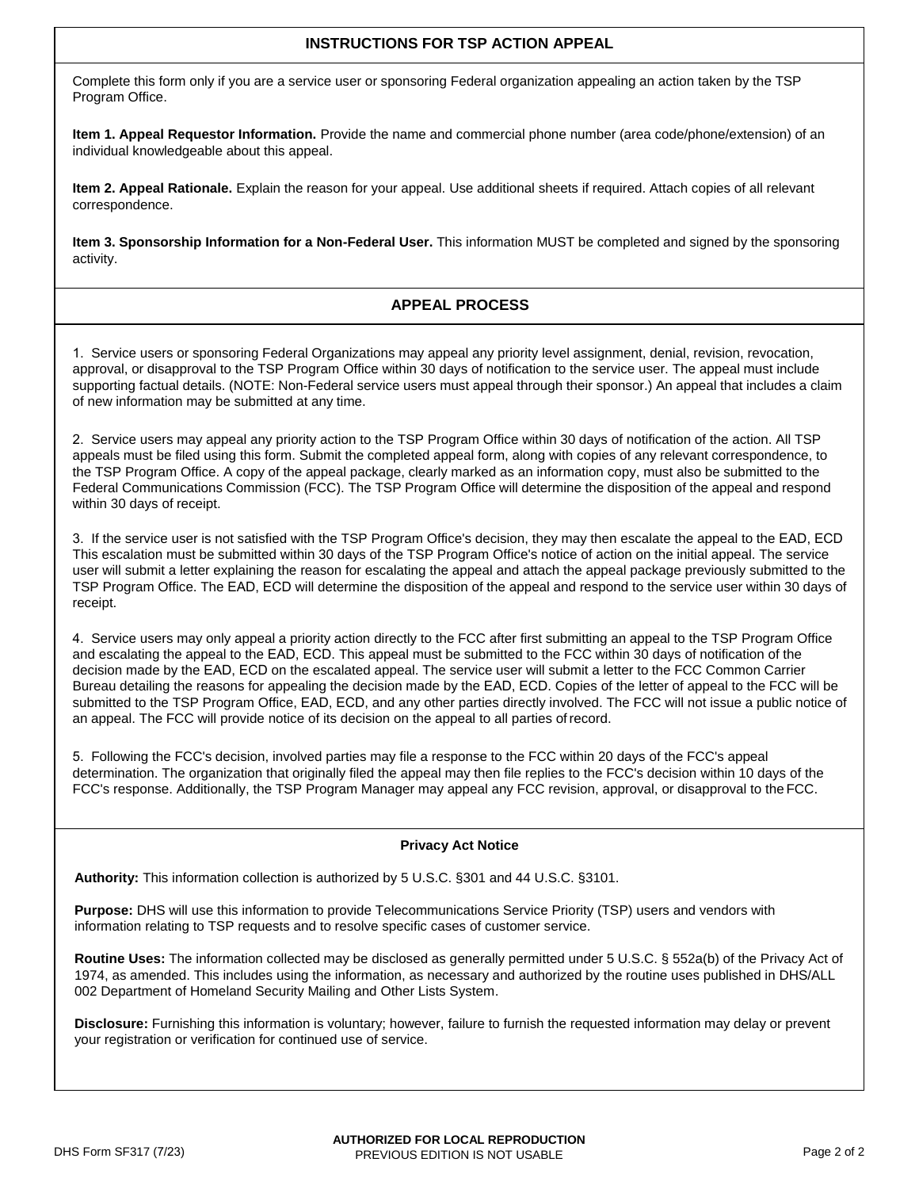## INSTRUCTIONS FOR TSP ACTION APPEAL

Complete this form only if you are a service user or sponsoring Federal organization appealing an action taken by the TSP Program Office.

**Item 1. Appeal Requestor Information.** Provide the name and commercial phone number (area code/phone/extension) of an individual knowledgeable about this appeal.

**Item 2. Appeal Rationale.** Explain the reason for your appeal. Use additional sheets if required. Attach copies of all relevant correspondence.

**Item 3. Sponsorship Information for a Non-Federal User.** This information MUST be completed and signed by the sponsoring activity.

## APPEAL PROCESS

1. Service users or sponsoring Federal Organizations may appeal any priority level assignment, denial, revision, revocation, approval, or disapproval to the TSP Program Office within 30 days of notification to the service user. The appeal must include supporting factual details. (NOTE: Non-Federal service users must appeal through their sponsor.) An appeal that includes a claim of new information may be submitted at any time.

2. Service users may appeal any priority action to the TSP Program Office within 30 days of notification of the action. All TSP appeals must be filed using this form. Submit the completed appeal form, along with copies of any relevant correspondence, to the TSP Program Office. A copy of the appeal package, clearly marked as an information copy, must also be submitted to the Federal Communications Commission (FCC). The TSP Program Office will determine the disposition of the appeal and respond within 30 days of receipt.

3. If the service user is not satisfied with the TSP Program Office's decision, they may then escalate the appeal to the EAD, ECD This escalation must be submitted within 30 days of the TSP Program Office's notice of action on the initial appeal. The service user will submit a letter explaining the reason for escalating the appeal and attach the appeal package previously submitted to the TSP Program Office. The EAD, ECD will determine the disposition of the appeal and respond to the service user within 30 days of receipt.

4. Service users may only appeal a priority action directly to the FCC after first submitting an appeal to the TSP Program Office and escalating the appeal to the EAD, ECD. This appeal must be submitted to the FCC within 30 days of notification of the decision made by the EAD, ECD on the escalated appeal. The service user will submit a letter to the FCC Common Carrier Bureau detailing the reasons for appealing the decision made by the EAD, ECD. Copies of the letter of appeal to the FCC will be submitted to the TSP Program Office, EAD, ECD, and any other parties directly involved. The FCC will not issue a public notice of an appeal. The FCC will provide notice of its decision on the appeal to all parties of record.

5. Following the FCC's decision, involved parties may file a response to the FCC within 20 days of the FCC's appeal determination. The organization that originally filed the appeal may then file replies to the FCC's decision within 10 days of the FCC's response. Additionally, the TSP Program Manager may appeal any FCC revision, approval, or disapproval to the FCC.

### Privacy Act Notice

**Authority:** This information collection is authorized by 5 U.S.C. §301 and 44 U.S.C. §3101.

**Purpose:** DHS will use this information to provide Telecommunications Service Priority (TSP) users and vendors with information relating to TSP requests and to resolve specific cases of customer service.

**Routine Uses:** The information collected may be disclosed as generally permitted under 5 U.S.C. § 552a(b) of the Privacy Act of 1974, as amended. This includes using the information, as necessary and authorized by the routine uses published in DHS/ALL 002 Department of Homeland Security Mailing and Other Lists System.

**Disclosure:** Furnishing this information is voluntary; however, failure to furnish the requested information may delay or prevent your registration or verification for continued use of service.

DHS Form SF317 (7/23)

**AUTHORIZED FOR LOCAL REPRODUCTION**
PREVIOUS EDITION IS NOT USABLE